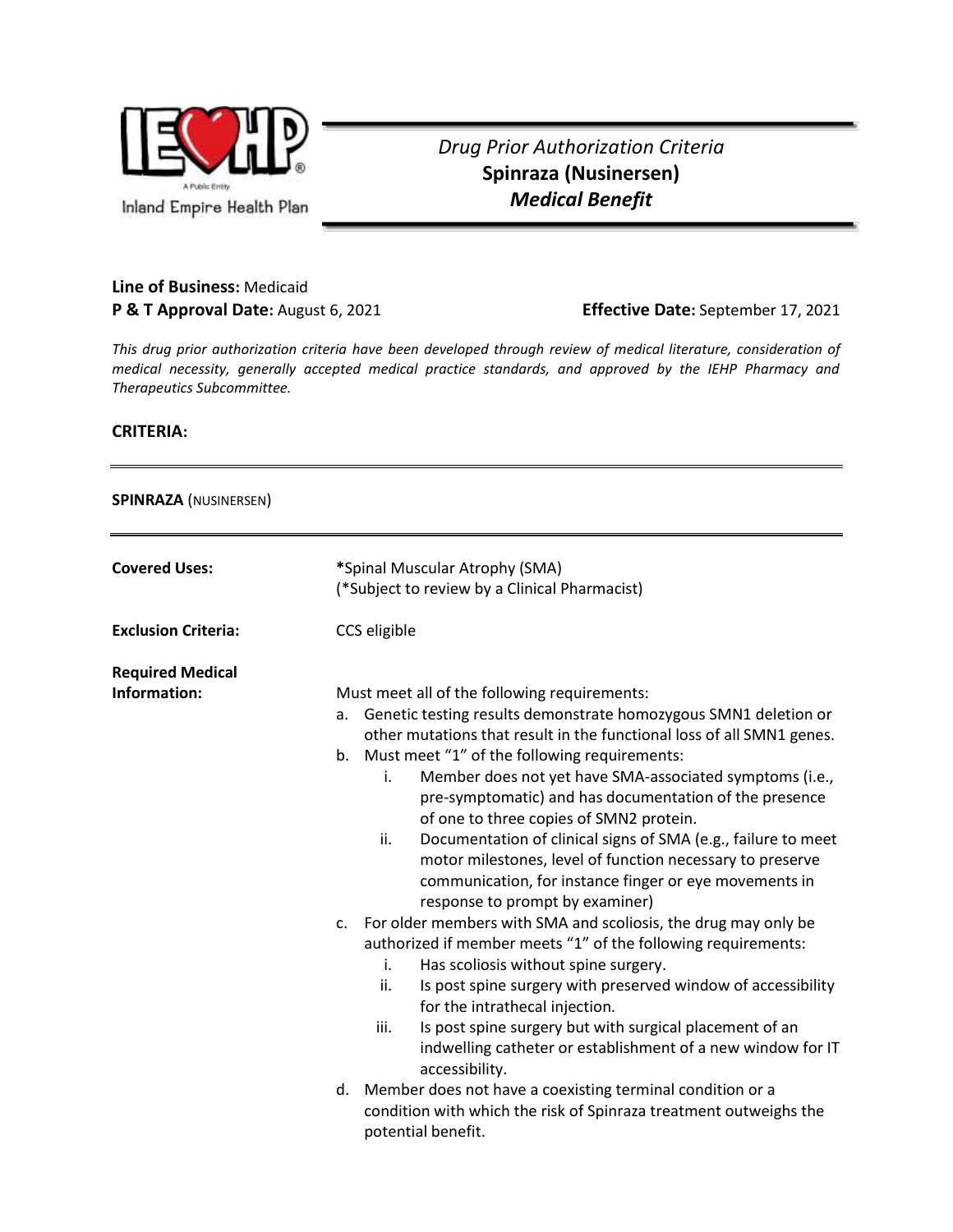Inland Empire Health Plan

*Drug Prior Authorization Criteria*

**Spinraza (Nusinersen)**

***Medical Benefit***

**Line of Business:** Medicaid

**P & T Approval Date:** August 6, 2021 **Effective Date:** September 17, 2021

*This drug prior authorization criteria have been developed through review of medical literature, consideration of medical necessity, generally accepted medical practice standards, and approved by the IEHP Pharmacy and Therapeutics Subcommittee.*

## CRITERIA:

**SPINRAZA** (NUSINERSEN)

**Covered Uses:** *Spinal Muscular Atrophy (SMA)
(*Subject to review by a Clinical Pharmacist)

**Exclusion Criteria:** CCS eligible

**Required Medical Information:**

Must meet all of the following requirements:

a. Genetic testing results demonstrate homozygous SMN1 deletion or other mutations that result in the functional loss of all SMN1 genes.
b. Must meet "1" of the following requirements:
   i. Member does not yet have SMA-associated symptoms (i.e., pre-symptomatic) and has documentation of the presence of one to three copies of SMN2 protein.
   ii. Documentation of clinical signs of SMA (e.g., failure to meet motor milestones, level of function necessary to preserve communication, for instance finger or eye movements in response to prompt by examiner)
c. For older members with SMA and scoliosis, the drug may only be authorized if member meets "1" of the following requirements:
   i. Has scoliosis without spine surgery.
   ii. Is post spine surgery with preserved window of accessibility for the intrathecal injection.
   iii. Is post spine surgery but with surgical placement of an indwelling catheter or establishment of a new window for IT accessibility.
d. Member does not have a coexisting terminal condition or a condition with which the risk of Spinraza treatment outweighs the potential benefit.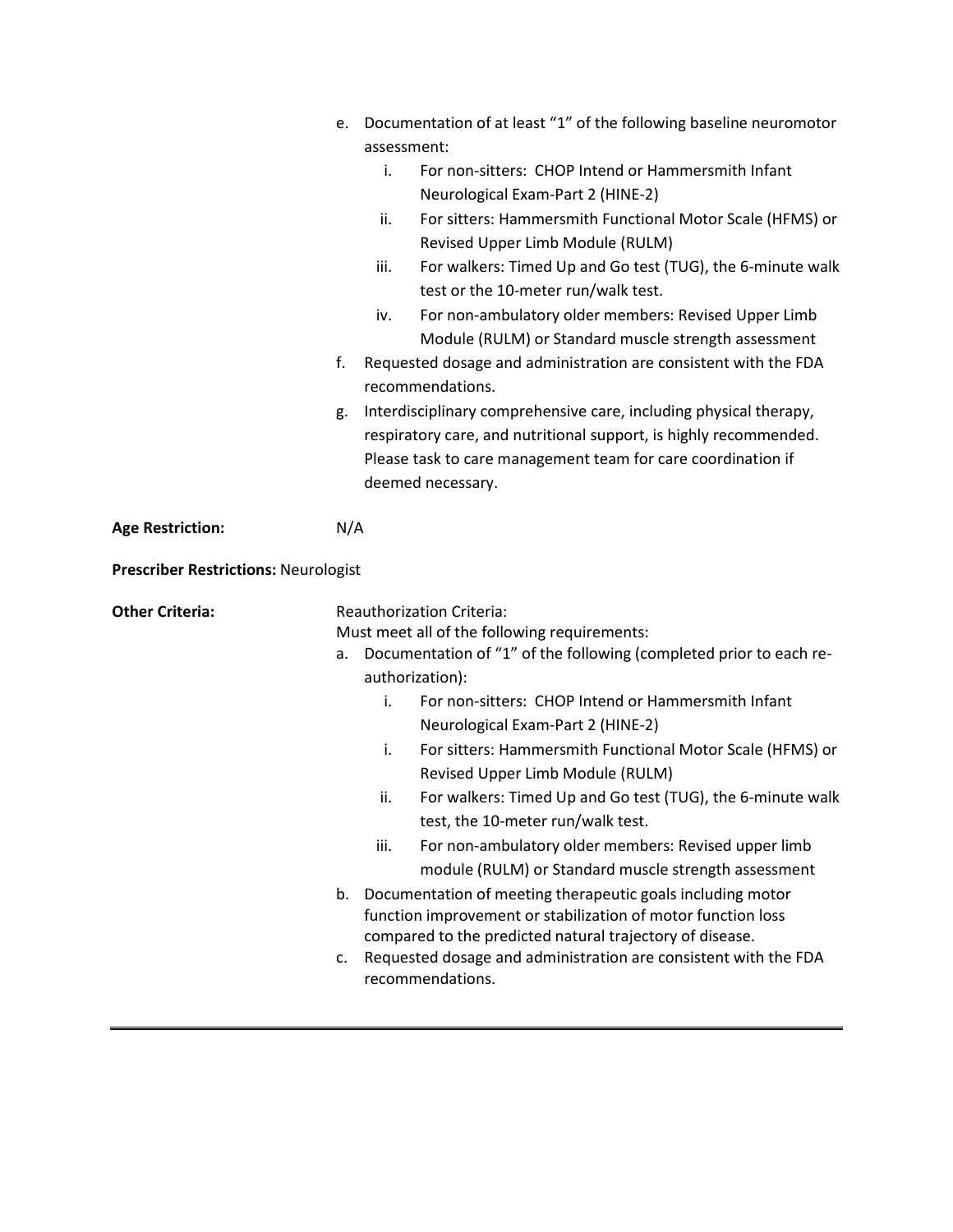e. Documentation of at least "1" of the following baseline neuromotor assessment:
   i. For non-sitters: CHOP Intend or Hammersmith Infant Neurological Exam-Part 2 (HINE-2)
   ii. For sitters: Hammersmith Functional Motor Scale (HFMS) or Revised Upper Limb Module (RULM)
   iii. For walkers: Timed Up and Go test (TUG), the 6-minute walk test or the 10-meter run/walk test.
   iv. For non-ambulatory older members: Revised Upper Limb Module (RULM) or Standard muscle strength assessment

f. Requested dosage and administration are consistent with the FDA recommendations.

g. Interdisciplinary comprehensive care, including physical therapy, respiratory care, and nutritional support, is highly recommended. Please task to care management team for care coordination if deemed necessary.

**Age Restriction:** N/A

**Prescriber Restrictions:** Neurologist

**Other Criteria:** Reauthorization Criteria:

Must meet all of the following requirements:

a. Documentation of "1" of the following (completed prior to each re-authorization):
   i. For non-sitters: CHOP Intend or Hammersmith Infant Neurological Exam-Part 2 (HINE-2)
   i. For sitters: Hammersmith Functional Motor Scale (HFMS) or Revised Upper Limb Module (RULM)
   ii. For walkers: Timed Up and Go test (TUG), the 6-minute walk test, the 10-meter run/walk test.
   iii. For non-ambulatory older members: Revised upper limb module (RULM) or Standard muscle strength assessment

b. Documentation of meeting therapeutic goals including motor function improvement or stabilization of motor function loss compared to the predicted natural trajectory of disease.

c. Requested dosage and administration are consistent with the FDA recommendations.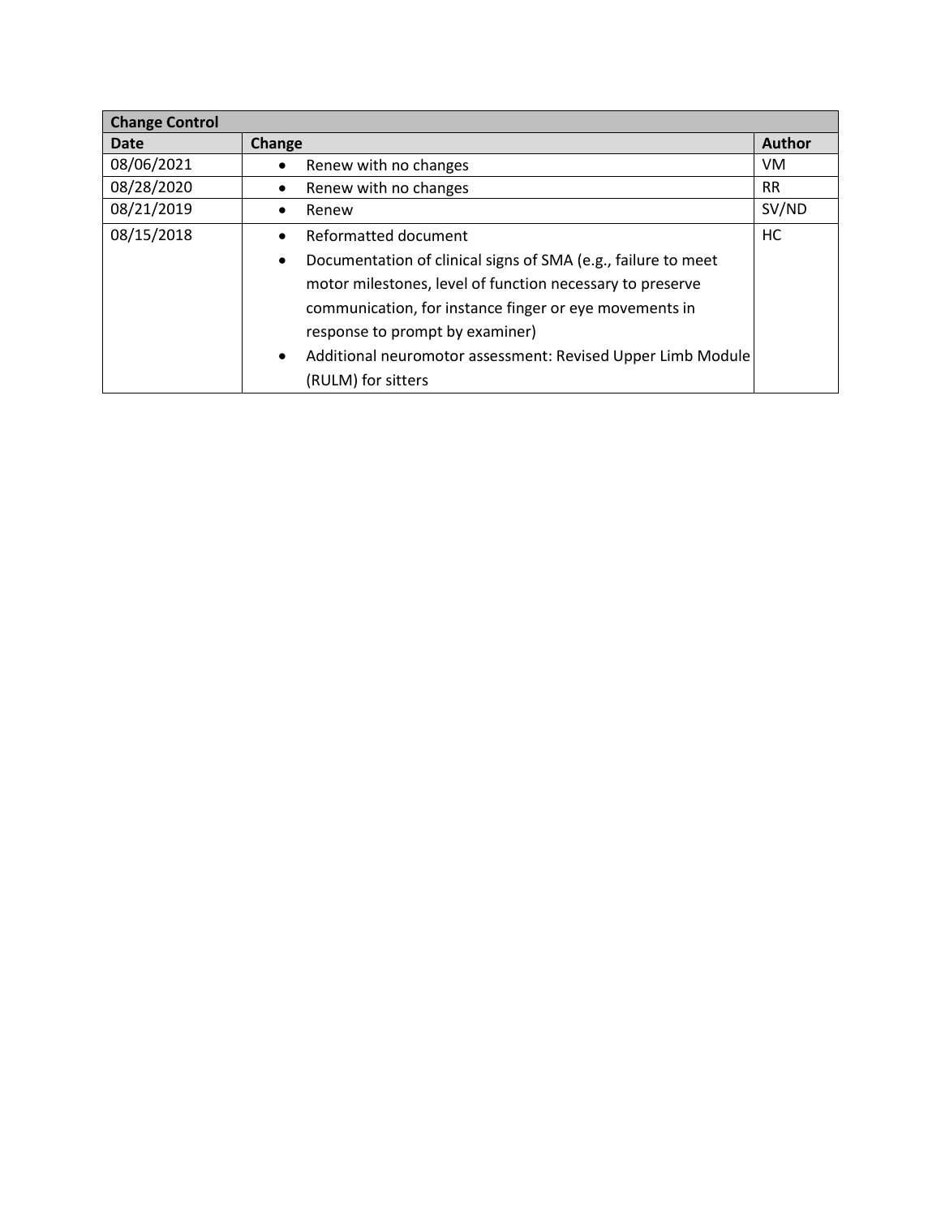| Change Control | | |
|---|---|---|
| **Date** | **Change** | **Author** |
| 08/06/2021 | • Renew with no changes | VM |
| 08/28/2020 | • Renew with no changes | RR |
| 08/21/2019 | • Renew | SV/ND |
| 08/15/2018 | • Reformatted document<br>• Documentation of clinical signs of SMA (e.g., failure to meet motor milestones, level of function necessary to preserve communication, for instance finger or eye movements in response to prompt by examiner)<br>• Additional neuromotor assessment: Revised Upper Limb Module (RULM) for sitters | HC |